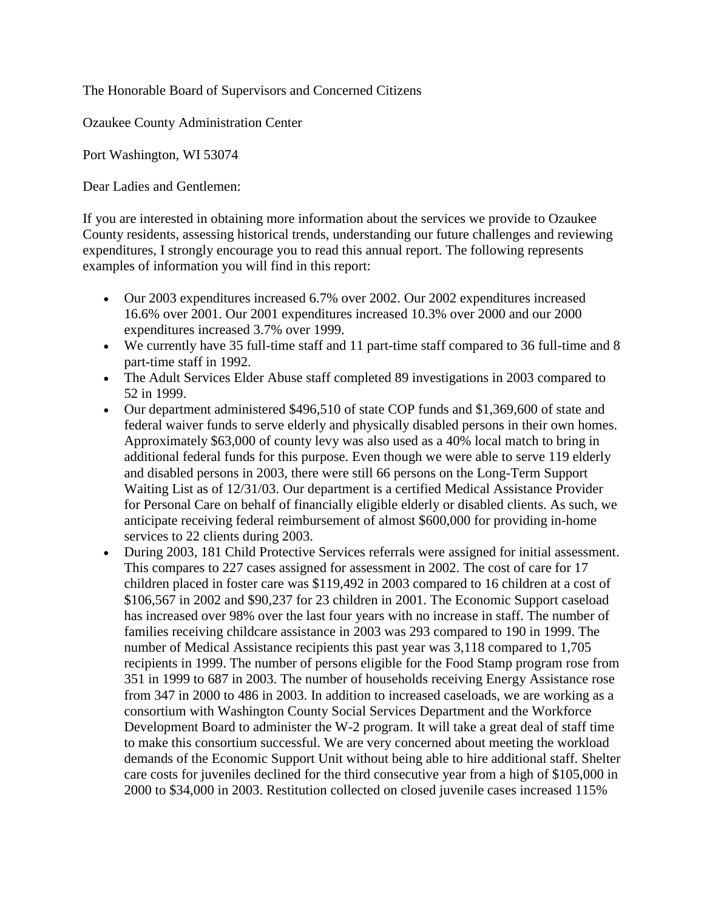The Honorable Board of Supervisors and Concerned Citizens

Ozaukee County Administration Center

Port Washington, WI 53074

Dear Ladies and Gentlemen:

If you are interested in obtaining more information about the services we provide to Ozaukee County residents, assessing historical trends, understanding our future challenges and reviewing expenditures, I strongly encourage you to read this annual report. The following represents examples of information you will find in this report:

- Our 2003 expenditures increased 6.7% over 2002. Our 2002 expenditures increased 16.6% over 2001. Our 2001 expenditures increased 10.3% over 2000 and our 2000 expenditures increased 3.7% over 1999.
- We currently have 35 full-time staff and 11 part-time staff compared to 36 full-time and 8 part-time staff in 1992.
- The Adult Services Elder Abuse staff completed 89 investigations in 2003 compared to 52 in 1999.
- Our department administered $496,510 of state COP funds and $1,369,600 of state and federal waiver funds to serve elderly and physically disabled persons in their own homes. Approximately $63,000 of county levy was also used as a 40% local match to bring in additional federal funds for this purpose. Even though we were able to serve 119 elderly and disabled persons in 2003, there were still 66 persons on the Long-Term Support Waiting List as of 12/31/03. Our department is a certified Medical Assistance Provider for Personal Care on behalf of financially eligible elderly or disabled clients. As such, we anticipate receiving federal reimbursement of almost $600,000 for providing in-home services to 22 clients during 2003.
- During 2003, 181 Child Protective Services referrals were assigned for initial assessment. This compares to 227 cases assigned for assessment in 2002. The cost of care for 17 children placed in foster care was $119,492 in 2003 compared to 16 children at a cost of $106,567 in 2002 and $90,237 for 23 children in 2001. The Economic Support caseload has increased over 98% over the last four years with no increase in staff. The number of families receiving childcare assistance in 2003 was 293 compared to 190 in 1999. The number of Medical Assistance recipients this past year was 3,118 compared to 1,705 recipients in 1999. The number of persons eligible for the Food Stamp program rose from 351 in 1999 to 687 in 2003. The number of households receiving Energy Assistance rose from 347 in 2000 to 486 in 2003. In addition to increased caseloads, we are working as a consortium with Washington County Social Services Department and the Workforce Development Board to administer the W-2 program. It will take a great deal of staff time to make this consortium successful. We are very concerned about meeting the workload demands of the Economic Support Unit without being able to hire additional staff. Shelter care costs for juveniles declined for the third consecutive year from a high of $105,000 in 2000 to $34,000 in 2003. Restitution collected on closed juvenile cases increased 115%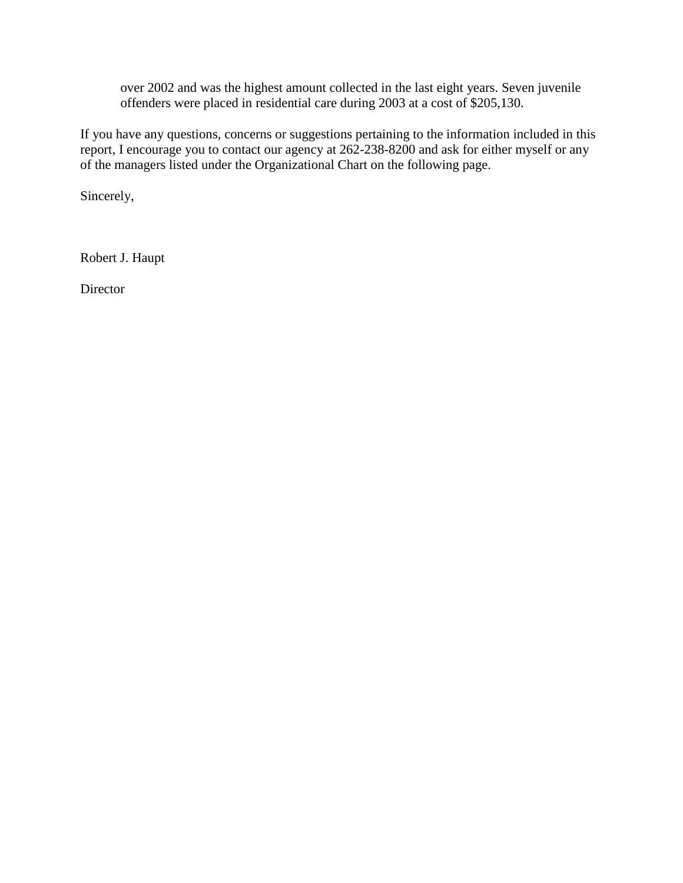over 2002 and was the highest amount collected in the last eight years. Seven juvenile offenders were placed in residential care during 2003 at a cost of $205,130.

If you have any questions, concerns or suggestions pertaining to the information included in this report, I encourage you to contact our agency at 262-238-8200 and ask for either myself or any of the managers listed under the Organizational Chart on the following page.

Sincerely,

Robert J. Haupt

Director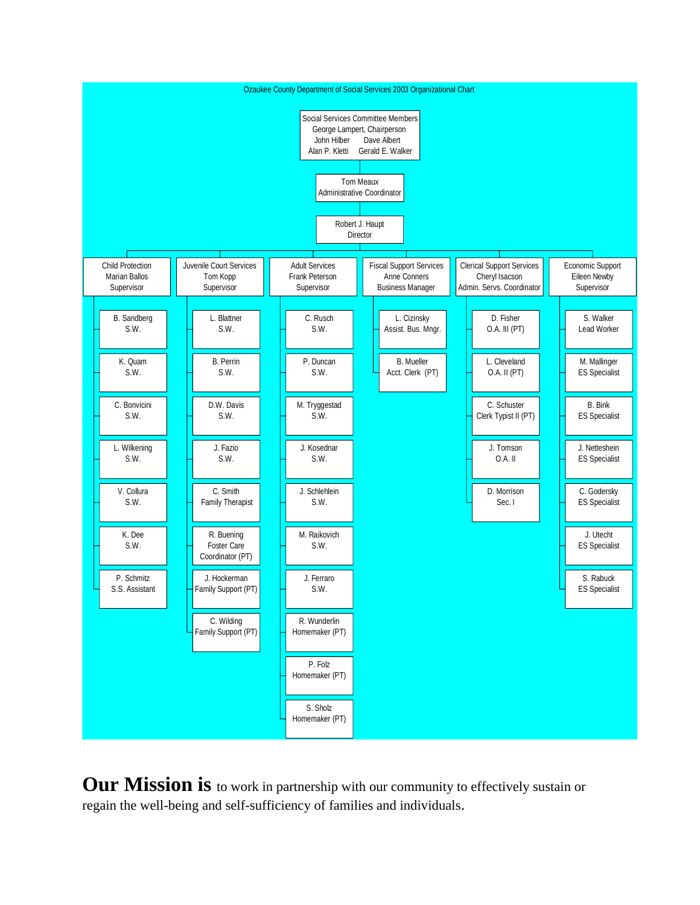# Ozaukee County Department of Social Services 2003 Organizational Chart

**Social Services Committee Members**
George Lampert, Chairperson
John Hilber, Dave Albert
Alan P. Kletti, Gerald E. Walker

**Tom Meaux**
Administrative Coordinator

**Robert J. Haupt**
Director

## Child Protection
Marian Ballos, Supervisor

- B. Sandberg, S.W.
- K. Quam, S.W.
- C. Bonvicini, S.W.
- L. Wilkening, S.W.
- V. Collura, S.W.
- K. Dee, S.W.
- P. Schmitz, S.S. Assistant

## Juvenile Court Services
Tom Kopp, Supervisor

- L. Blattner, S.W.
- B. Perrin, S.W.
- D.W. Davis, S.W.
- J. Fazio, S.W.
- C. Smith, Family Therapist
- R. Buening, Foster Care Coordinator (PT)
- J. Hockerman, Family Support (PT)
- C. Wilding, Family Support (PT)

## Adult Services
Frank Peterson, Supervisor

- C. Rusch, S.W.
- P. Duncan, S.W.
- M. Tryggestad, S.W.
- J. Kosednar, S.W.
- J. Schlehlein, S.W.
- M. Raikovich, S.W.
- J. Ferraro, S.W.
- R. Wunderlin, Homemaker (PT)
- P. Folz, Homemaker (PT)
- S. Sholz, Homemaker (PT)

## Fiscal Support Services
Anne Conners, Business Manager

- L. Cizinsky, Assist. Bus. Mngr.
- B. Mueller, Acct. Clerk (PT)

## Clerical Support Services
Cheryl Isacson, Admin. Servs. Coordinator

- D. Fisher, O.A. III (PT)
- L. Cleveland, O.A. II (PT)
- C. Schuster, Clerk Typist II (PT)
- J. Tomson, O.A. II
- D. Morrison, Sec. I

## Economic Support
Eileen Newby, Supervisor

- S. Walker, Lead Worker
- M. Mallinger, ES Specialist
- B. Bink, ES Specialist
- J. Netteshein, ES Specialist
- C. Godersky, ES Specialist
- J. Utecht, ES Specialist
- S. Rabuck, ES Specialist

**Our Mission is** to work in partnership with our community to effectively sustain or regain the well-being and self-sufficiency of families and individuals.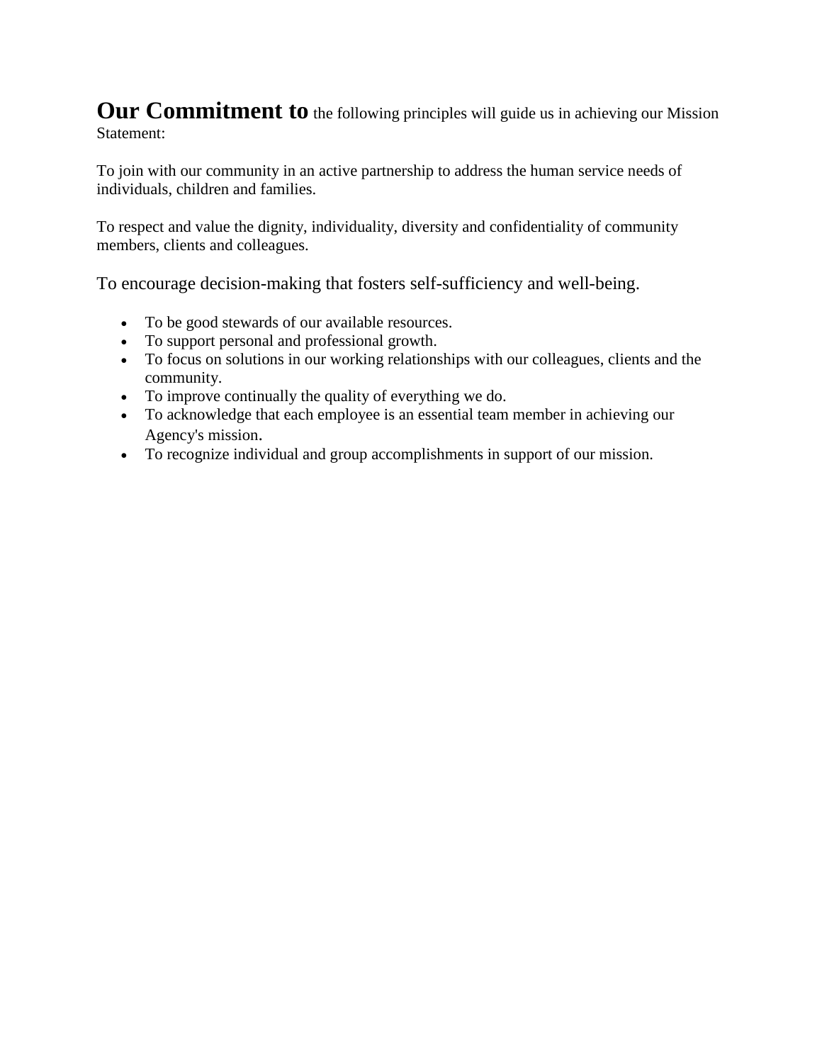**Our Commitment to** the following principles will guide us in achieving our Mission Statement:

To join with our community in an active partnership to address the human service needs of individuals, children and families.

To respect and value the dignity, individuality, diversity and confidentiality of community members, clients and colleagues.

To encourage decision-making that fosters self-sufficiency and well-being.

- To be good stewards of our available resources.
- To support personal and professional growth.
- To focus on solutions in our working relationships with our colleagues, clients and the community.
- To improve continually the quality of everything we do.
- To acknowledge that each employee is an essential team member in achieving our Agency's mission.
- To recognize individual and group accomplishments in support of our mission.